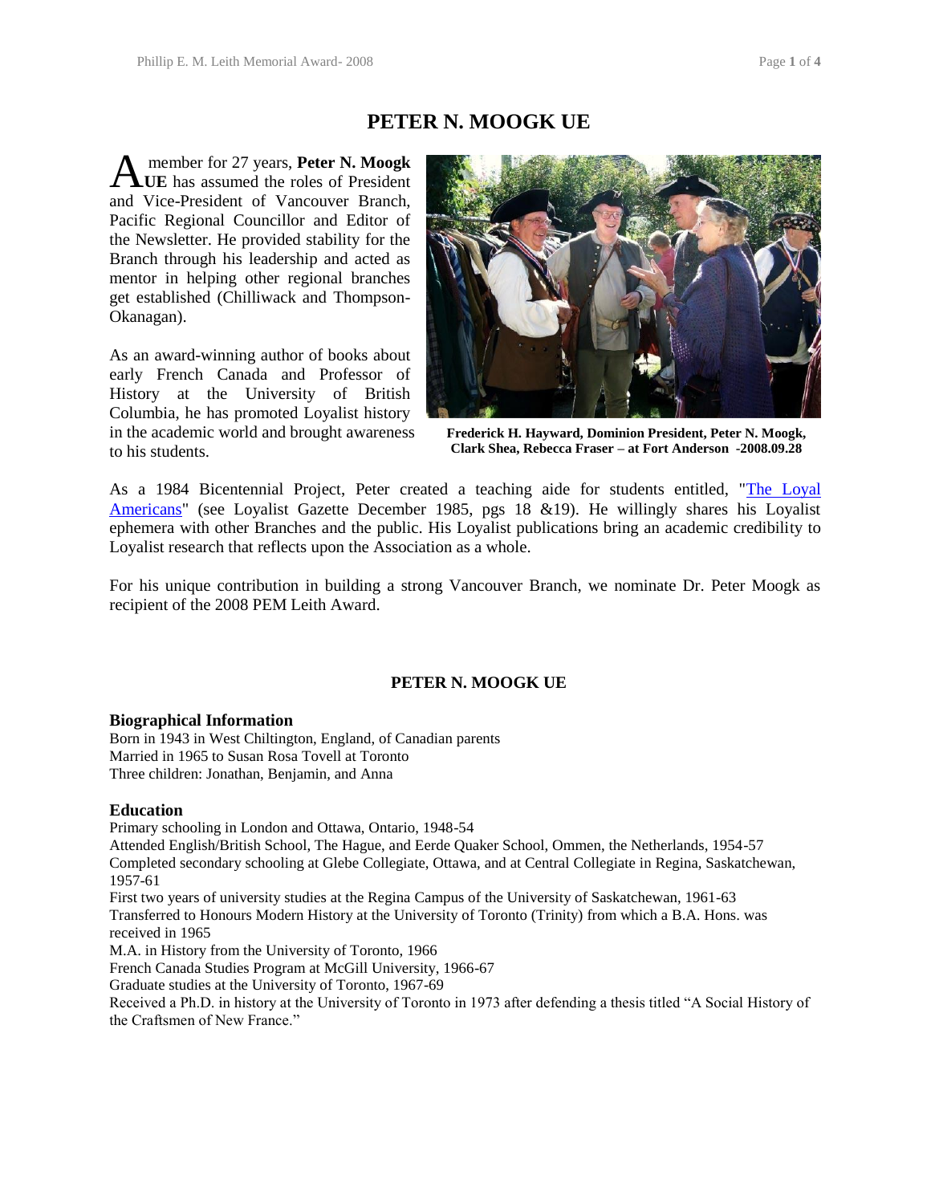# PETER N. MOOGK UE

A member for 27 years, **Peter N. Moogk UE** has assumed the roles of President and Vice-President of Vancouver Branch, Pacific Regional Councillor and Editor of the Newsletter. He provided stability for the Branch through his leadership and acted as mentor in helping other regional branches get established (Chilliwack and Thompson-Okanagan).

As an award-winning author of books about early French Canada and Professor of History at the University of British Columbia, he has promoted Loyalist history in the academic world and brought awareness to his students.

**Frederick H. Hayward, Dominion President, Peter N. Moogk, Clark Shea, Rebecca Fraser – at Fort Anderson -2008.09.28**

As a 1984 Bicentennial Project, Peter created a teaching aide for students entitled, "The Loyal Americans" (see Loyalist Gazette December 1985, pgs 18 &19). He willingly shares his Loyalist ephemera with other Branches and the public. His Loyalist publications bring an academic credibility to Loyalist research that reflects upon the Association as a whole.

For his unique contribution in building a strong Vancouver Branch, we nominate Dr. Peter Moogk as recipient of the 2008 PEM Leith Award.

## PETER N. MOOGK UE

### Biographical Information

Born in 1943 in West Chiltington, England, of Canadian parents
Married in 1965 to Susan Rosa Tovell at Toronto
Three children: Jonathan, Benjamin, and Anna

### Education

Primary schooling in London and Ottawa, Ontario, 1948-54
Attended English/British School, The Hague, and Eerde Quaker School, Ommen, the Netherlands, 1954-57
Completed secondary schooling at Glebe Collegiate, Ottawa, and at Central Collegiate in Regina, Saskatchewan, 1957-61
First two years of university studies at the Regina Campus of the University of Saskatchewan, 1961-63
Transferred to Honours Modern History at the University of Toronto (Trinity) from which a B.A. Hons. was received in 1965
M.A. in History from the University of Toronto, 1966
French Canada Studies Program at McGill University, 1966-67
Graduate studies at the University of Toronto, 1967-69
Received a Ph.D. in history at the University of Toronto in 1973 after defending a thesis titled "A Social History of the Craftsmen of New France."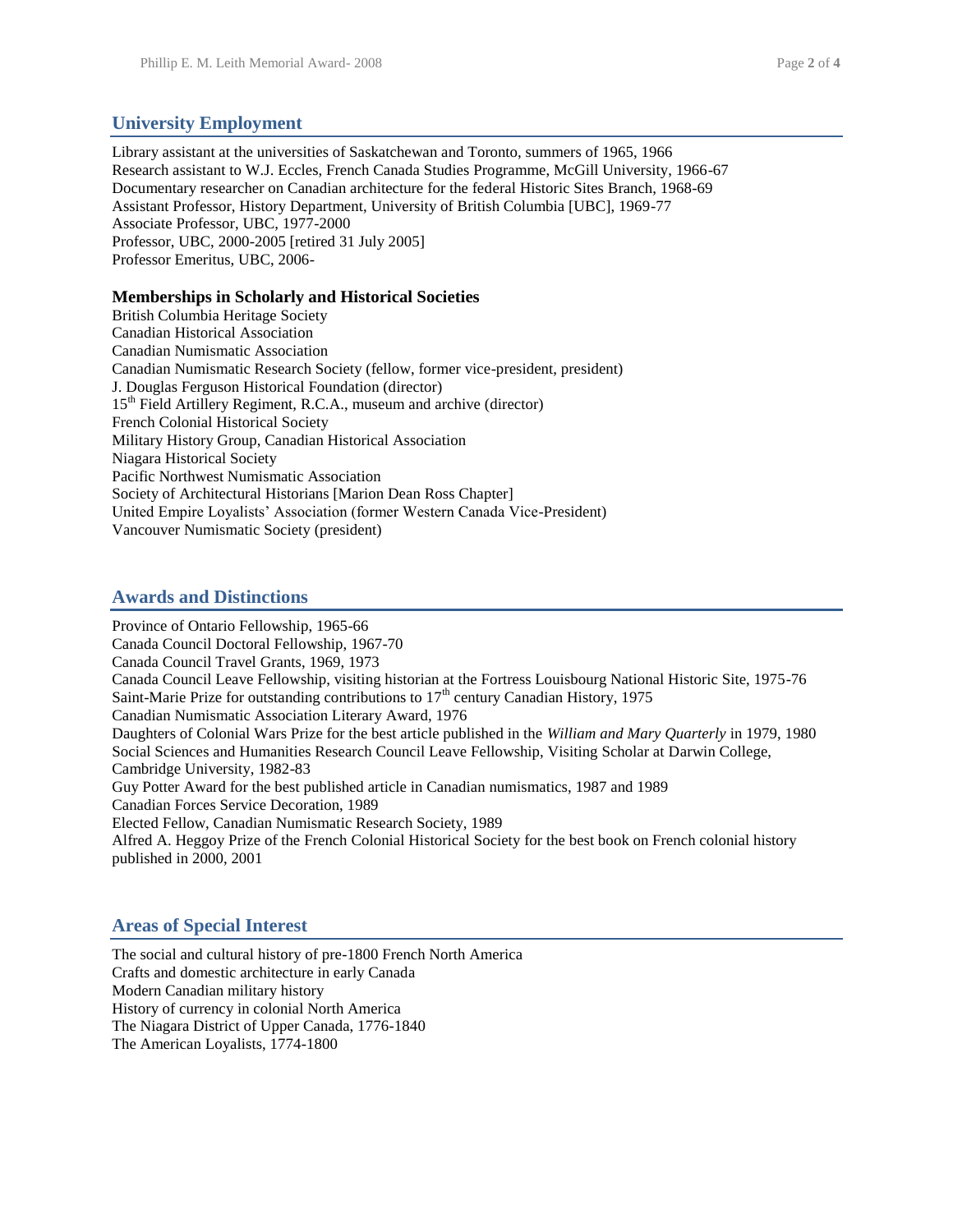## University Employment

Library assistant at the universities of Saskatchewan and Toronto, summers of 1965, 1966
Research assistant to W.J. Eccles, French Canada Studies Programme, McGill University, 1966-67
Documentary researcher on Canadian architecture for the federal Historic Sites Branch, 1968-69
Assistant Professor, History Department, University of British Columbia [UBC], 1969-77
Associate Professor, UBC, 1977-2000
Professor, UBC, 2000-2005 [retired 31 July 2005]
Professor Emeritus, UBC, 2006-

### Memberships in Scholarly and Historical Societies

British Columbia Heritage Society
Canadian Historical Association
Canadian Numismatic Association
Canadian Numismatic Research Society (fellow, former vice-president, president)
J. Douglas Ferguson Historical Foundation (director)
15th Field Artillery Regiment, R.C.A., museum and archive (director)
French Colonial Historical Society
Military History Group, Canadian Historical Association
Niagara Historical Society
Pacific Northwest Numismatic Association
Society of Architectural Historians [Marion Dean Ross Chapter]
United Empire Loyalists' Association (former Western Canada Vice-President)
Vancouver Numismatic Society (president)

## Awards and Distinctions

Province of Ontario Fellowship, 1965-66
Canada Council Doctoral Fellowship, 1967-70
Canada Council Travel Grants, 1969, 1973
Canada Council Leave Fellowship, visiting historian at the Fortress Louisbourg National Historic Site, 1975-76
Saint-Marie Prize for outstanding contributions to 17th century Canadian History, 1975
Canadian Numismatic Association Literary Award, 1976
Daughters of Colonial Wars Prize for the best article published in the *William and Mary Quarterly* in 1979, 1980
Social Sciences and Humanities Research Council Leave Fellowship, Visiting Scholar at Darwin College, Cambridge University, 1982-83
Guy Potter Award for the best published article in Canadian numismatics, 1987 and 1989
Canadian Forces Service Decoration, 1989
Elected Fellow, Canadian Numismatic Research Society, 1989
Alfred A. Heggoy Prize of the French Colonial Historical Society for the best book on French colonial history published in 2000, 2001

## Areas of Special Interest

The social and cultural history of pre-1800 French North America
Crafts and domestic architecture in early Canada
Modern Canadian military history
History of currency in colonial North America
The Niagara District of Upper Canada, 1776-1840
The American Loyalists, 1774-1800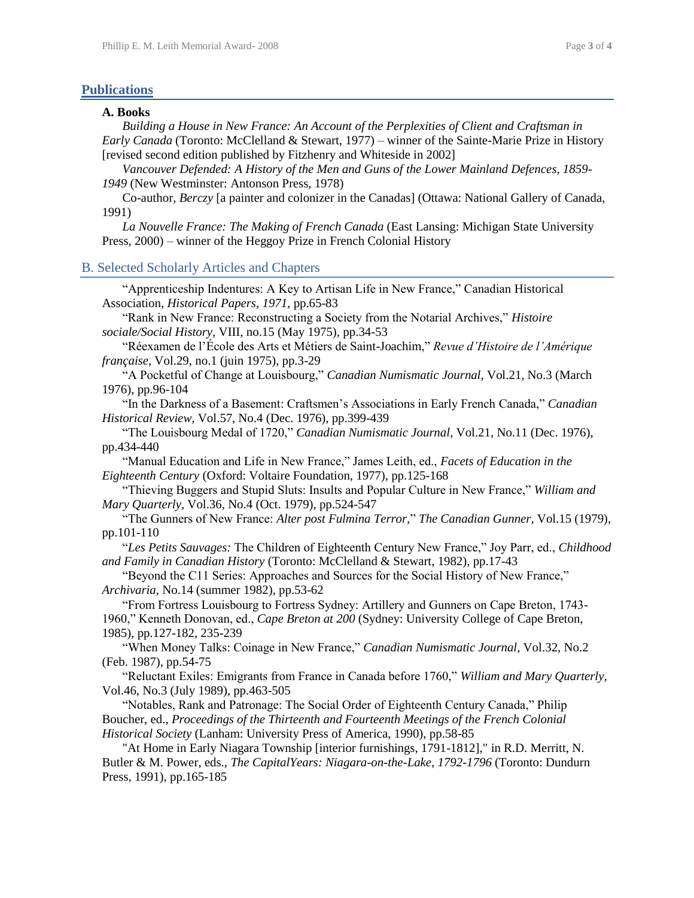## Publications

### A. Books

*Building a House in New France: An Account of the Perplexities of Client and Craftsman in Early Canada* (Toronto: McClelland & Stewart, 1977) – winner of the Sainte-Marie Prize in History [revised second edition published by Fitzhenry and Whiteside in 2002]

*Vancouver Defended: A History of the Men and Guns of the Lower Mainland Defences, 1859-1949* (New Westminster: Antonson Press, 1978)

Co-author, *Berczy* [a painter and colonizer in the Canadas] (Ottawa: National Gallery of Canada, 1991)

*La Nouvelle France: The Making of French Canada* (East Lansing: Michigan State University Press, 2000) – winner of the Heggoy Prize in French Colonial History

## B. Selected Scholarly Articles and Chapters

"Apprenticeship Indentures: A Key to Artisan Life in New France," Canadian Historical Association, *Historical Papers, 1971,* pp.65-83

"Rank in New France: Reconstructing a Society from the Notarial Archives," *Histoire sociale/Social History,* VIII, no.15 (May 1975), pp.34-53

"Réexamen de l'École des Arts et Métiers de Saint-Joachim," *Revue d'Histoire de l'Amérique française,* Vol.29, no.1 (juin 1975), pp.3-29

"A Pocketful of Change at Louisbourg," *Canadian Numismatic Journal,* Vol.21, No.3 (March 1976), pp.96-104

"In the Darkness of a Basement: Craftsmen's Associations in Early French Canada," *Canadian Historical Review,* Vol.57, No.4 (Dec. 1976), pp.399-439

"The Louisbourg Medal of 1720," *Canadian Numismatic Journal*, Vol.21, No.11 (Dec. 1976), pp.434-440

"Manual Education and Life in New France," James Leith, ed., *Facets of Education in the Eighteenth Century* (Oxford: Voltaire Foundation, 1977), pp.125-168

"Thieving Buggers and Stupid Sluts: Insults and Popular Culture in New France," *William and Mary Quarterly,* Vol.36, No.4 (Oct. 1979), pp.524-547

"The Gunners of New France: *Alter post Fulmina Terror,*" *The Canadian Gunner,* Vol.15 (1979), pp.101-110

"*Les Petits Sauvages:* The Children of Eighteenth Century New France," Joy Parr, ed., *Childhood and Family in Canadian History* (Toronto: McClelland & Stewart, 1982), pp.17-43

"Beyond the C11 Series: Approaches and Sources for the Social History of New France," *Archivaria,* No.14 (summer 1982), pp.53-62

"From Fortress Louisbourg to Fortress Sydney: Artillery and Gunners on Cape Breton, 1743-1960," Kenneth Donovan, ed., *Cape Breton at 200* (Sydney: University College of Cape Breton, 1985), pp.127-182, 235-239

"When Money Talks: Coinage in New France," *Canadian Numismatic Journal*, Vol.32, No.2 (Feb. 1987), pp.54-75

"Reluctant Exiles: Emigrants from France in Canada before 1760," *William and Mary Quarterly,* Vol.46, No.3 (July 1989), pp.463-505

"Notables, Rank and Patronage: The Social Order of Eighteenth Century Canada," Philip Boucher, ed., *Proceedings of the Thirteenth and Fourteenth Meetings of the French Colonial Historical Society* (Lanham: University Press of America, 1990), pp.58-85

"At Home in Early Niagara Township [interior furnishings, 1791-1812]," in R.D. Merritt, N. Butler & M. Power, eds., *The CapitalYears: Niagara-on-the-Lake, 1792-1796* (Toronto: Dundurn Press, 1991), pp.165-185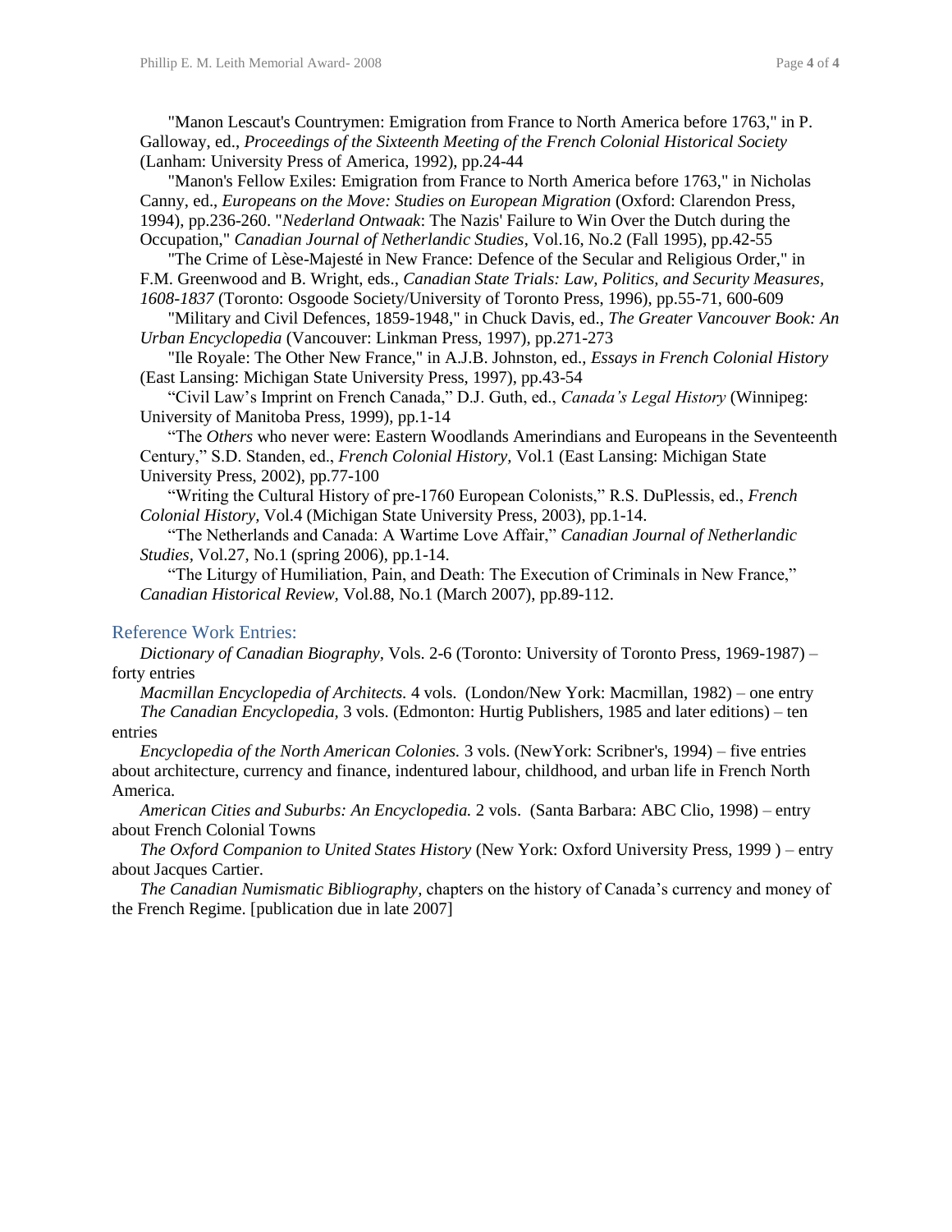"Manon Lescaut's Countrymen: Emigration from France to North America before 1763," in P. Galloway, ed., *Proceedings of the Sixteenth Meeting of the French Colonial Historical Society* (Lanham: University Press of America, 1992), pp.24-44

"Manon's Fellow Exiles: Emigration from France to North America before 1763," in Nicholas Canny, ed., *Europeans on the Move: Studies on European Migration* (Oxford: Clarendon Press, 1994), pp.236-260. "*Nederland Ontwaak*: The Nazis' Failure to Win Over the Dutch during the Occupation," *Canadian Journal of Netherlandic Studies*, Vol.16, No.2 (Fall 1995), pp.42-55

"The Crime of Lèse-Majesté in New France: Defence of the Secular and Religious Order," in F.M. Greenwood and B. Wright, eds., *Canadian State Trials: Law, Politics, and Security Measures, 1608-1837* (Toronto: Osgoode Society/University of Toronto Press, 1996), pp.55-71, 600-609

"Military and Civil Defences, 1859-1948," in Chuck Davis, ed., *The Greater Vancouver Book: An Urban Encyclopedia* (Vancouver: Linkman Press, 1997), pp.271-273

"Ile Royale: The Other New France," in A.J.B. Johnston, ed., *Essays in French Colonial History* (East Lansing: Michigan State University Press, 1997), pp.43-54

"Civil Law's Imprint on French Canada," D.J. Guth, ed., *Canada's Legal History* (Winnipeg: University of Manitoba Press, 1999), pp.1-14

"The *Others* who never were: Eastern Woodlands Amerindians and Europeans in the Seventeenth Century," S.D. Standen, ed., *French Colonial History,* Vol.1 (East Lansing: Michigan State University Press, 2002), pp.77-100

"Writing the Cultural History of pre-1760 European Colonists," R.S. DuPlessis, ed., *French Colonial History,* Vol.4 (Michigan State University Press, 2003), pp.1-14.

"The Netherlands and Canada: A Wartime Love Affair," *Canadian Journal of Netherlandic Studies,* Vol.27, No.1 (spring 2006), pp.1-14.

"The Liturgy of Humiliation, Pain, and Death: The Execution of Criminals in New France," *Canadian Historical Review,* Vol.88, No.1 (March 2007), pp.89-112.

## Reference Work Entries:

*Dictionary of Canadian Biography,* Vols. 2-6 (Toronto: University of Toronto Press, 1969-1987) – forty entries

*Macmillan Encyclopedia of Architects.* 4 vols. (London/New York: Macmillan, 1982) – one entry

*The Canadian Encyclopedia,* 3 vols. (Edmonton: Hurtig Publishers, 1985 and later editions) – ten entries

*Encyclopedia of the North American Colonies.* 3 vols. (NewYork: Scribner's, 1994) – five entries about architecture, currency and finance, indentured labour, childhood, and urban life in French North America.

*American Cities and Suburbs: An Encyclopedia.* 2 vols. (Santa Barbara: ABC Clio, 1998) – entry about French Colonial Towns

*The Oxford Companion to United States History* (New York: Oxford University Press, 1999 ) – entry about Jacques Cartier.

*The Canadian Numismatic Bibliography,* chapters on the history of Canada's currency and money of the French Regime. [publication due in late 2007]